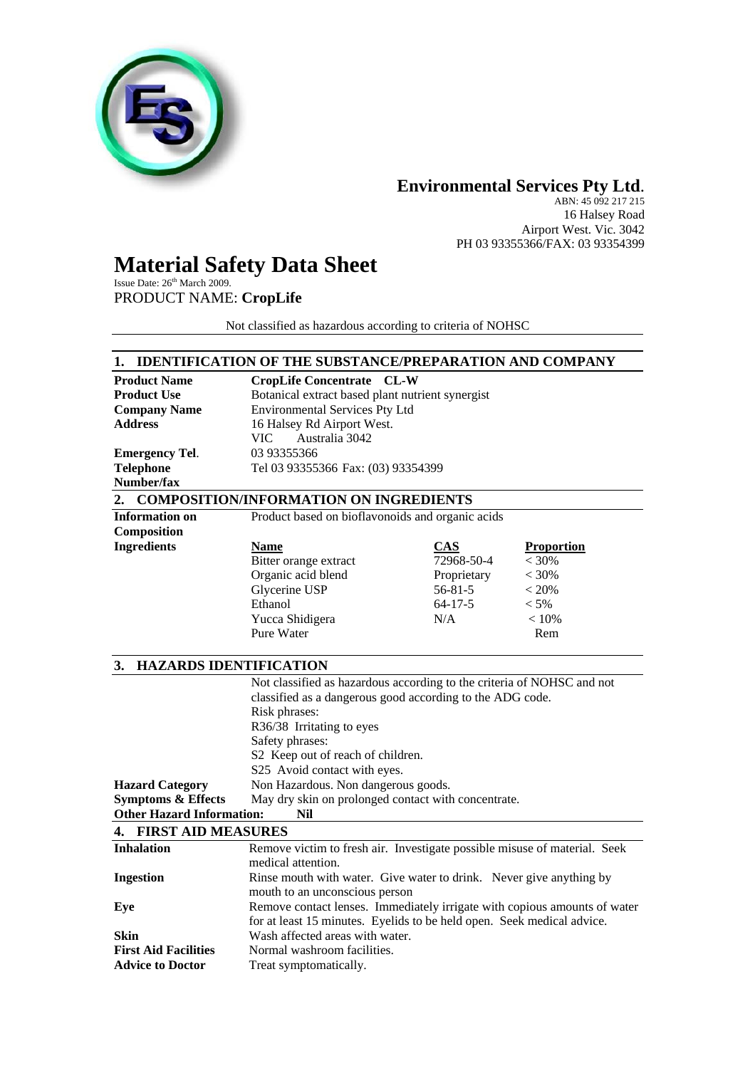**Environmental Services Pty Ltd**.
ABN: 45 092 217 215
16 Halsey Road
Airport West. Vic. 3042
PH 03 93355366/FAX: 03 93354399

# Material Safety Data Sheet

Issue Date: 26th March 2009.

PRODUCT NAME: **CropLife**

Not classified as hazardous according to criteria of NOHSC

## 1. IDENTIFICATION OF THE SUBSTANCE/PREPARATION AND COMPANY

| | |
|---|---|
| **Product Name** | **CropLife Concentrate CL-W** |
| **Product Use** | Botanical extract based plant nutrient synergist |
| **Company Name** | Environmental Services Pty Ltd |
| **Address** | 16 Halsey Rd Airport West. VIC Australia 3042 |
| **Emergency Tel**. | 03 93355366 |
| **Telephone Number/fax** | Tel 03 93355366 Fax: (03) 93354399 |

## 2. COMPOSITION/INFORMATION ON INGREDIENTS

**Information on Composition**: Product based on bioflavonoids and organic acids

**Ingredients**

| Name | CAS | Proportion |
|---|---|---|
| Bitter orange extract | 72968-50-4 | < 30% |
| Organic acid blend | Proprietary | < 30% |
| Glycerine USP | 56-81-5 | < 20% |
| Ethanol | 64-17-5 | < 5% |
| Yucca Shidigera | N/A | < 10% |
| Pure Water | | Rem |

## 3. HAZARDS IDENTIFICATION

Not classified as hazardous according to the criteria of NOHSC and not classified as a dangerous good according to the ADG code.

Risk phrases:

R36/38 Irritating to eyes

Safety phrases:

S2 Keep out of reach of children.

S25 Avoid contact with eyes.

**Hazard Category**: Non Hazardous. Non dangerous goods.

**Symptoms & Effects**: May dry skin on prolonged contact with concentrate.

**Other Hazard Information:** **Nil**

## 4. FIRST AID MEASURES

| | |
|---|---|
| **Inhalation** | Remove victim to fresh air. Investigate possible misuse of material. Seek medical attention. |
| **Ingestion** | Rinse mouth with water. Give water to drink. Never give anything by mouth to an unconscious person |
| **Eye** | Remove contact lenses. Immediately irrigate with copious amounts of water for at least 15 minutes. Eyelids to be held open. Seek medical advice. |
| **Skin** | Wash affected areas with water. |
| **First Aid Facilities** | Normal washroom facilities. |
| **Advice to Doctor** | Treat symptomatically. |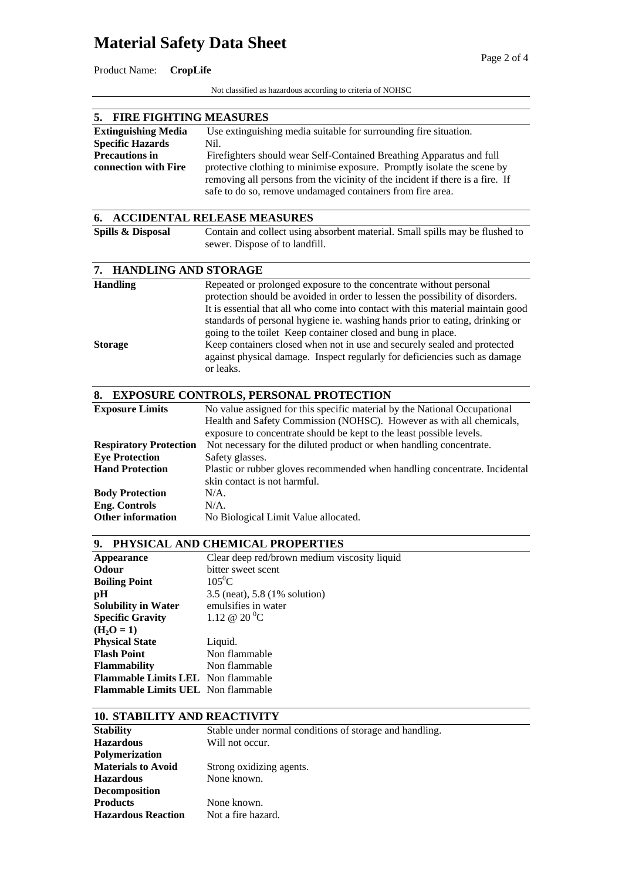# Material Safety Data Sheet

Product Name: **CropLife**

Not classified as hazardous according to criteria of NOHSC

## 5. FIRE FIGHTING MEASURES

| | |
|---|---|
| **Extinguishing Media** | Use extinguishing media suitable for surrounding fire situation. |
| **Specific Hazards** | Nil. |
| **Precautions in connection with Fire** | Firefighters should wear Self-Contained Breathing Apparatus and full protective clothing to minimise exposure. Promptly isolate the scene by removing all persons from the vicinity of the incident if there is a fire. If safe to do so, remove undamaged containers from fire area. |

## 6. ACCIDENTAL RELEASE MEASURES

| | |
|---|---|
| **Spills & Disposal** | Contain and collect using absorbent material. Small spills may be flushed to sewer. Dispose of to landfill. |

## 7. HANDLING AND STORAGE

| | |
|---|---|
| **Handling** | Repeated or prolonged exposure to the concentrate without personal protection should be avoided in order to lessen the possibility of disorders. It is essential that all who come into contact with this material maintain good standards of personal hygiene ie. washing hands prior to eating, drinking or going to the toilet Keep container closed and bung in place. |
| **Storage** | Keep containers closed when not in use and securely sealed and protected against physical damage. Inspect regularly for deficiencies such as damage or leaks. |

## 8. EXPOSURE CONTROLS, PERSONAL PROTECTION

| | |
|---|---|
| **Exposure Limits** | No value assigned for this specific material by the National Occupational Health and Safety Commission (NOHSC). However as with all chemicals, exposure to concentrate should be kept to the least possible levels. |
| **Respiratory Protection** | Not necessary for the diluted product or when handling concentrate. |
| **Eye Protection** | Safety glasses. |
| **Hand Protection** | Plastic or rubber gloves recommended when handling concentrate. Incidental skin contact is not harmful. |
| **Body Protection** | N/A. |
| **Eng. Controls** | N/A. |
| **Other information** | No Biological Limit Value allocated. |

## 9. PHYSICAL AND CHEMICAL PROPERTIES

| | |
|---|---|
| **Appearance** | Clear deep red/brown medium viscosity liquid |
| **Odour** | bitter sweet scent |
| **Boiling Point** | $105^0$C |
| **pH** | 3.5 (neat), 5.8 (1% solution) |
| **Solubility in Water** | emulsifies in water |
| **Specific Gravity ($H_2O = 1$)** | 1.12 @ 20 $^0$C |
| **Physical State** | Liquid. |
| **Flash Point** | Non flammable |
| **Flammability** | Non flammable |
| **Flammable Limits LEL** | Non flammable |
| **Flammable Limits UEL** | Non flammable |

## 10. STABILITY AND REACTIVITY

| | |
|---|---|
| **Stability** | Stable under normal conditions of storage and handling. |
| **Hazardous Polymerization** | Will not occur. |
| **Materials to Avoid** | Strong oxidizing agents. |
| **Hazardous Decomposition Products** | None known. |
| | None known. |
| **Hazardous Reaction** | Not a fire hazard. |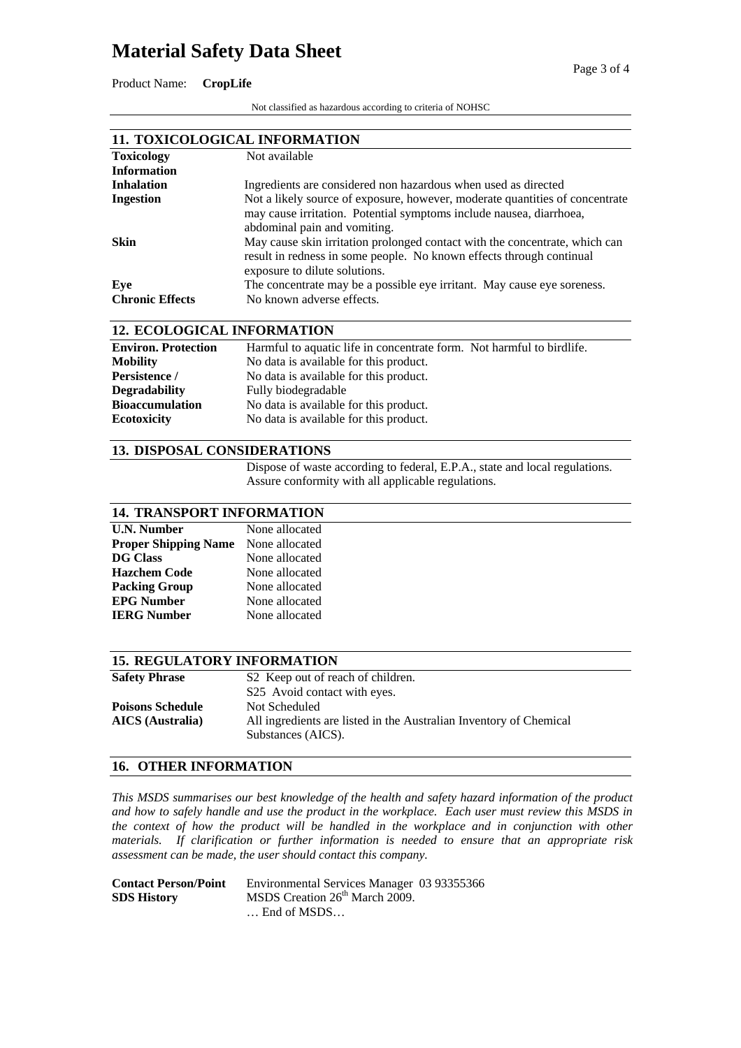## 11. TOXICOLOGICAL INFORMATION

| | |
|---|---|
| **Toxicology Information** | Not available |
| **Inhalation** | Ingredients are considered non hazardous when used as directed |
| **Ingestion** | Not a likely source of exposure, however, moderate quantities of concentrate may cause irritation. Potential symptoms include nausea, diarrhoea, abdominal pain and vomiting. |
| **Skin** | May cause skin irritation prolonged contact with the concentrate, which can result in redness in some people. No known effects through continual exposure to dilute solutions. |
| **Eye** | The concentrate may be a possible eye irritant. May cause eye soreness. |
| **Chronic Effects** | No known adverse effects. |

## 12. ECOLOGICAL INFORMATION

| | |
|---|---|
| **Environ. Protection** | Harmful to aquatic life in concentrate form. Not harmful to birdlife. |
| **Mobility** | No data is available for this product. |
| **Persistence / Degradability** | No data is available for this product. Fully biodegradable |
| **Bioaccumulation** | No data is available for this product. |
| **Ecotoxicity** | No data is available for this product. |

## 13. DISPOSAL CONSIDERATIONS

Dispose of waste according to federal, E.P.A., state and local regulations. Assure conformity with all applicable regulations.

## 14. TRANSPORT INFORMATION

| | |
|---|---|
| **U.N. Number** | None allocated |
| **Proper Shipping Name** | None allocated |
| **DG Class** | None allocated |
| **Hazchem Code** | None allocated |
| **Packing Group** | None allocated |
| **EPG Number** | None allocated |
| **IERG Number** | None allocated |

## 15. REGULATORY INFORMATION

| | |
|---|---|
| **Safety Phrase** | S2 Keep out of reach of children.<br>S25 Avoid contact with eyes. |
| **Poisons Schedule** | Not Scheduled |
| **AICS (Australia)** | All ingredients are listed in the Australian Inventory of Chemical Substances (AICS). |

## 16. OTHER INFORMATION

*This MSDS summarises our best knowledge of the health and safety hazard information of the product and how to safely handle and use the product in the workplace. Each user must review this MSDS in the context of how the product will be handled in the workplace and in conjunction with other materials. If clarification or further information is needed to ensure that an appropriate risk assessment can be made, the user should contact this company.*

| | |
|---|---|
| **Contact Person/Point** | Environmental Services Manager 03 93355366 |
| **SDS History** | MSDS Creation 26th March 2009. |

… End of MSDS…